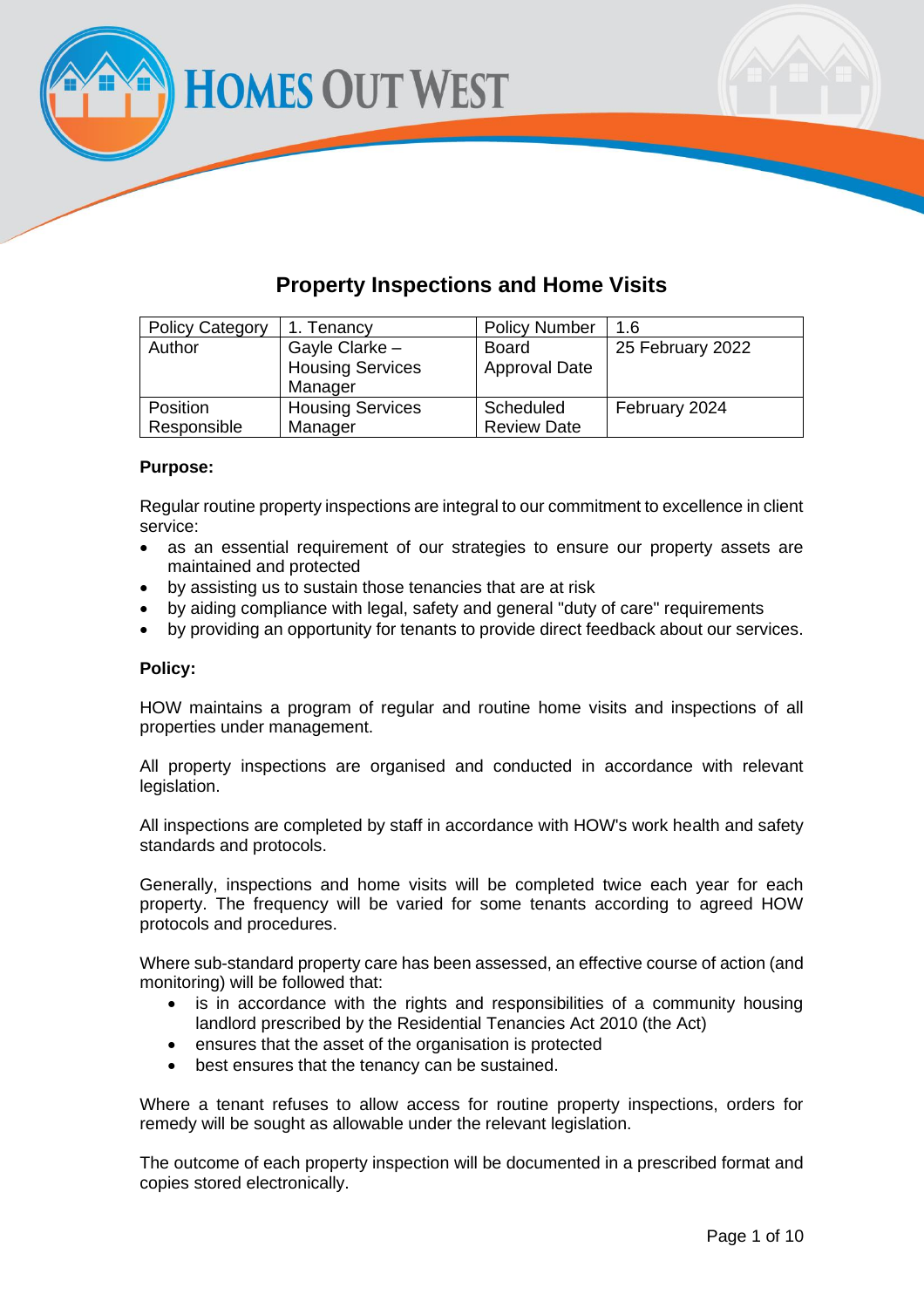# Property Inspections and Home Visits

| Policy Category | 1. Tenancy | Policy Number | 1.6 |
|---|---|---|---|
| Author | Gayle Clarke – Housing Services Manager | Board Approval Date | 25 February 2022 |
| Position Responsible | Housing Services Manager | Scheduled Review Date | February 2024 |

**Purpose:**

Regular routine property inspections are integral to our commitment to excellence in client service:

- as an essential requirement of our strategies to ensure our property assets are maintained and protected
- by assisting us to sustain those tenancies that are at risk
- by aiding compliance with legal, safety and general "duty of care" requirements
- by providing an opportunity for tenants to provide direct feedback about our services.

**Policy:**

HOW maintains a program of regular and routine home visits and inspections of all properties under management.

All property inspections are organised and conducted in accordance with relevant legislation.

All inspections are completed by staff in accordance with HOW's work health and safety standards and protocols.

Generally, inspections and home visits will be completed twice each year for each property. The frequency will be varied for some tenants according to agreed HOW protocols and procedures.

Where sub-standard property care has been assessed, an effective course of action (and monitoring) will be followed that:

- is in accordance with the rights and responsibilities of a community housing landlord prescribed by the Residential Tenancies Act 2010 (the Act)
- ensures that the asset of the organisation is protected
- best ensures that the tenancy can be sustained.

Where a tenant refuses to allow access for routine property inspections, orders for remedy will be sought as allowable under the relevant legislation.

The outcome of each property inspection will be documented in a prescribed format and copies stored electronically.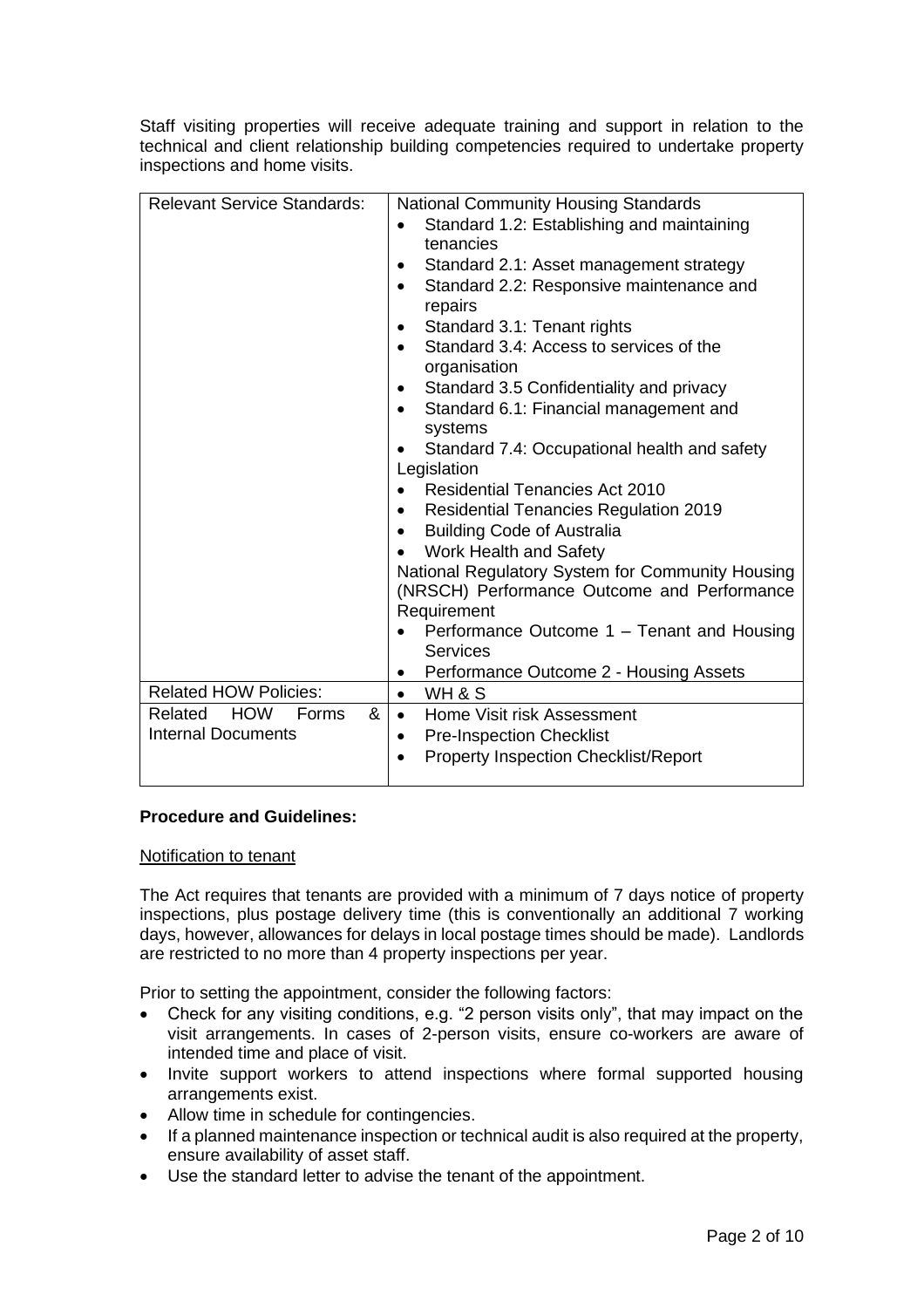Staff visiting properties will receive adequate training and support in relation to the technical and client relationship building competencies required to undertake property inspections and home visits.

| | |
|---|---|
| Relevant Service Standards: | National Community Housing Standards<br>• Standard 1.2: Establishing and maintaining tenancies<br>• Standard 2.1: Asset management strategy<br>• Standard 2.2: Responsive maintenance and repairs<br>• Standard 3.1: Tenant rights<br>• Standard 3.4: Access to services of the organisation<br>• Standard 3.5 Confidentiality and privacy<br>• Standard 6.1: Financial management and systems<br>• Standard 7.4: Occupational health and safety<br>Legislation<br>• Residential Tenancies Act 2010<br>• Residential Tenancies Regulation 2019<br>• Building Code of Australia<br>• Work Health and Safety<br>National Regulatory System for Community Housing (NRSCH) Performance Outcome and Performance Requirement<br>• Performance Outcome 1 – Tenant and Housing Services<br>• Performance Outcome 2 - Housing Assets |
| Related HOW Policies: | • WH & S |
| Related HOW Forms & Internal Documents | • Home Visit risk Assessment<br>• Pre-Inspection Checklist<br>• Property Inspection Checklist/Report |

**Procedure and Guidelines:**

<u>Notification to tenant</u>

The Act requires that tenants are provided with a minimum of 7 days notice of property inspections, plus postage delivery time (this is conventionally an additional 7 working days, however, allowances for delays in local postage times should be made). Landlords are restricted to no more than 4 property inspections per year.

Prior to setting the appointment, consider the following factors:

- Check for any visiting conditions, e.g. "2 person visits only", that may impact on the visit arrangements. In cases of 2-person visits, ensure co-workers are aware of intended time and place of visit.
- Invite support workers to attend inspections where formal supported housing arrangements exist.
- Allow time in schedule for contingencies.
- If a planned maintenance inspection or technical audit is also required at the property, ensure availability of asset staff.
- Use the standard letter to advise the tenant of the appointment.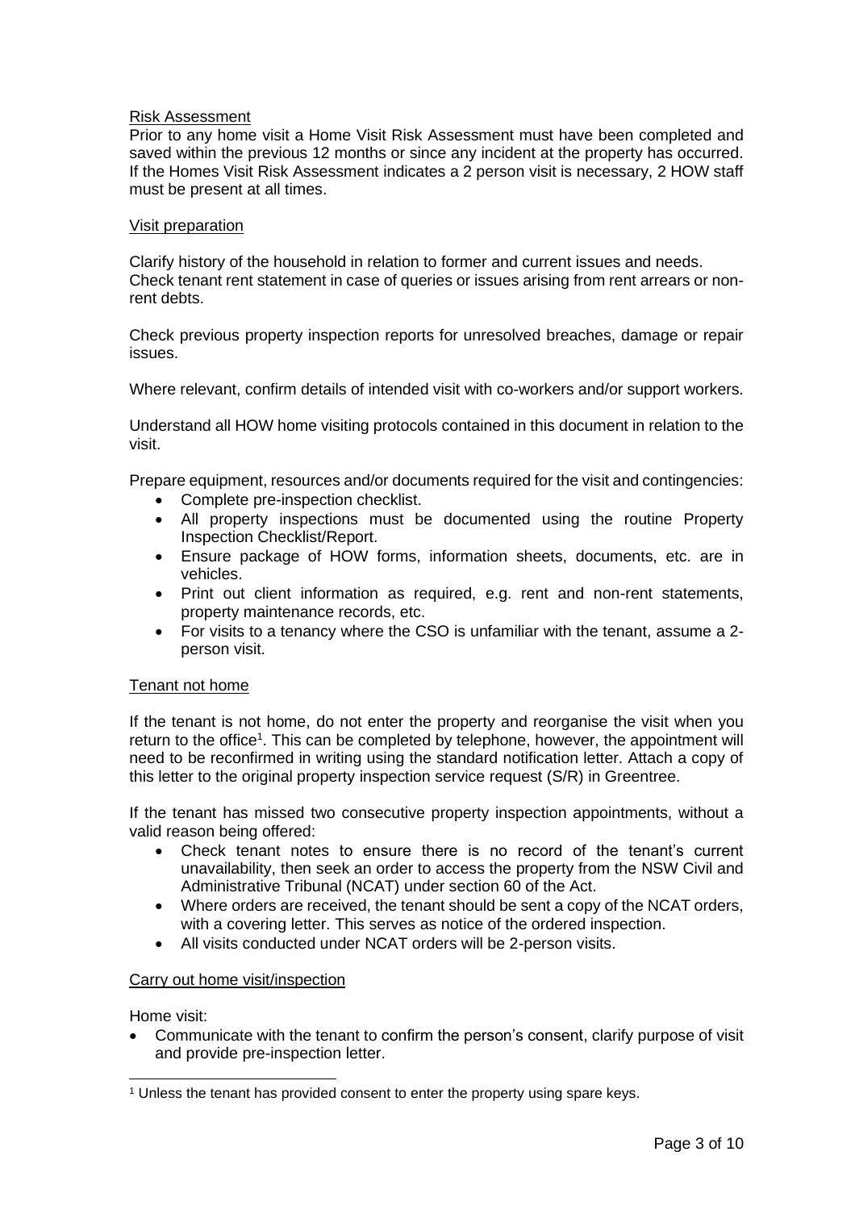Risk Assessment

Prior to any home visit a Home Visit Risk Assessment must have been completed and saved within the previous 12 months or since any incident at the property has occurred. If the Homes Visit Risk Assessment indicates a 2 person visit is necessary, 2 HOW staff must be present at all times.

Visit preparation

Clarify history of the household in relation to former and current issues and needs. Check tenant rent statement in case of queries or issues arising from rent arrears or non-rent debts.

Check previous property inspection reports for unresolved breaches, damage or repair issues.

Where relevant, confirm details of intended visit with co-workers and/or support workers.

Understand all HOW home visiting protocols contained in this document in relation to the visit.

Prepare equipment, resources and/or documents required for the visit and contingencies:

- Complete pre-inspection checklist.
- All property inspections must be documented using the routine Property Inspection Checklist/Report.
- Ensure package of HOW forms, information sheets, documents, etc. are in vehicles.
- Print out client information as required, e.g. rent and non-rent statements, property maintenance records, etc.
- For visits to a tenancy where the CSO is unfamiliar with the tenant, assume a 2-person visit.

Tenant not home

If the tenant is not home, do not enter the property and reorganise the visit when you return to the office[1]. This can be completed by telephone, however, the appointment will need to be reconfirmed in writing using the standard notification letter. Attach a copy of this letter to the original property inspection service request (S/R) in Greentree.

If the tenant has missed two consecutive property inspection appointments, without a valid reason being offered:

- Check tenant notes to ensure there is no record of the tenant's current unavailability, then seek an order to access the property from the NSW Civil and Administrative Tribunal (NCAT) under section 60 of the Act.
- Where orders are received, the tenant should be sent a copy of the NCAT orders, with a covering letter. This serves as notice of the ordered inspection.
- All visits conducted under NCAT orders will be 2-person visits.

Carry out home visit/inspection

Home visit:

- Communicate with the tenant to confirm the person's consent, clarify purpose of visit and provide pre-inspection letter.

[1] Unless the tenant has provided consent to enter the property using spare keys.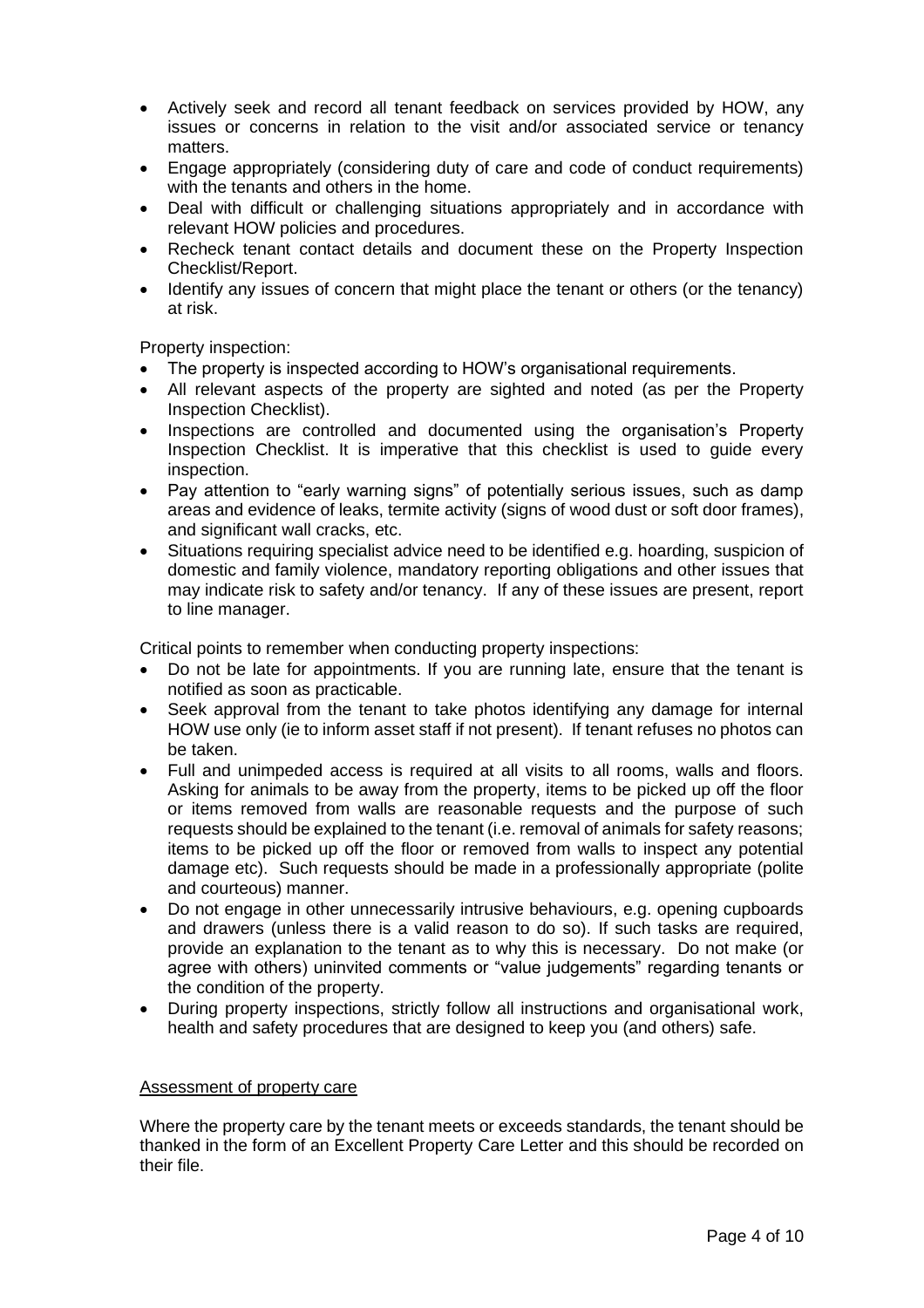- Actively seek and record all tenant feedback on services provided by HOW, any issues or concerns in relation to the visit and/or associated service or tenancy matters.
- Engage appropriately (considering duty of care and code of conduct requirements) with the tenants and others in the home.
- Deal with difficult or challenging situations appropriately and in accordance with relevant HOW policies and procedures.
- Recheck tenant contact details and document these on the Property Inspection Checklist/Report.
- Identify any issues of concern that might place the tenant or others (or the tenancy) at risk.

Property inspection:

- The property is inspected according to HOW's organisational requirements.
- All relevant aspects of the property are sighted and noted (as per the Property Inspection Checklist).
- Inspections are controlled and documented using the organisation's Property Inspection Checklist. It is imperative that this checklist is used to guide every inspection.
- Pay attention to "early warning signs" of potentially serious issues, such as damp areas and evidence of leaks, termite activity (signs of wood dust or soft door frames), and significant wall cracks, etc.
- Situations requiring specialist advice need to be identified e.g. hoarding, suspicion of domestic and family violence, mandatory reporting obligations and other issues that may indicate risk to safety and/or tenancy. If any of these issues are present, report to line manager.

Critical points to remember when conducting property inspections:

- Do not be late for appointments. If you are running late, ensure that the tenant is notified as soon as practicable.
- Seek approval from the tenant to take photos identifying any damage for internal HOW use only (ie to inform asset staff if not present). If tenant refuses no photos can be taken.
- Full and unimpeded access is required at all visits to all rooms, walls and floors. Asking for animals to be away from the property, items to be picked up off the floor or items removed from walls are reasonable requests and the purpose of such requests should be explained to the tenant (i.e. removal of animals for safety reasons; items to be picked up off the floor or removed from walls to inspect any potential damage etc). Such requests should be made in a professionally appropriate (polite and courteous) manner.
- Do not engage in other unnecessarily intrusive behaviours, e.g. opening cupboards and drawers (unless there is a valid reason to do so). If such tasks are required, provide an explanation to the tenant as to why this is necessary. Do not make (or agree with others) uninvited comments or "value judgements" regarding tenants or the condition of the property.
- During property inspections, strictly follow all instructions and organisational work, health and safety procedures that are designed to keep you (and others) safe.

<u>Assessment of property care</u>

Where the property care by the tenant meets or exceeds standards, the tenant should be thanked in the form of an Excellent Property Care Letter and this should be recorded on their file.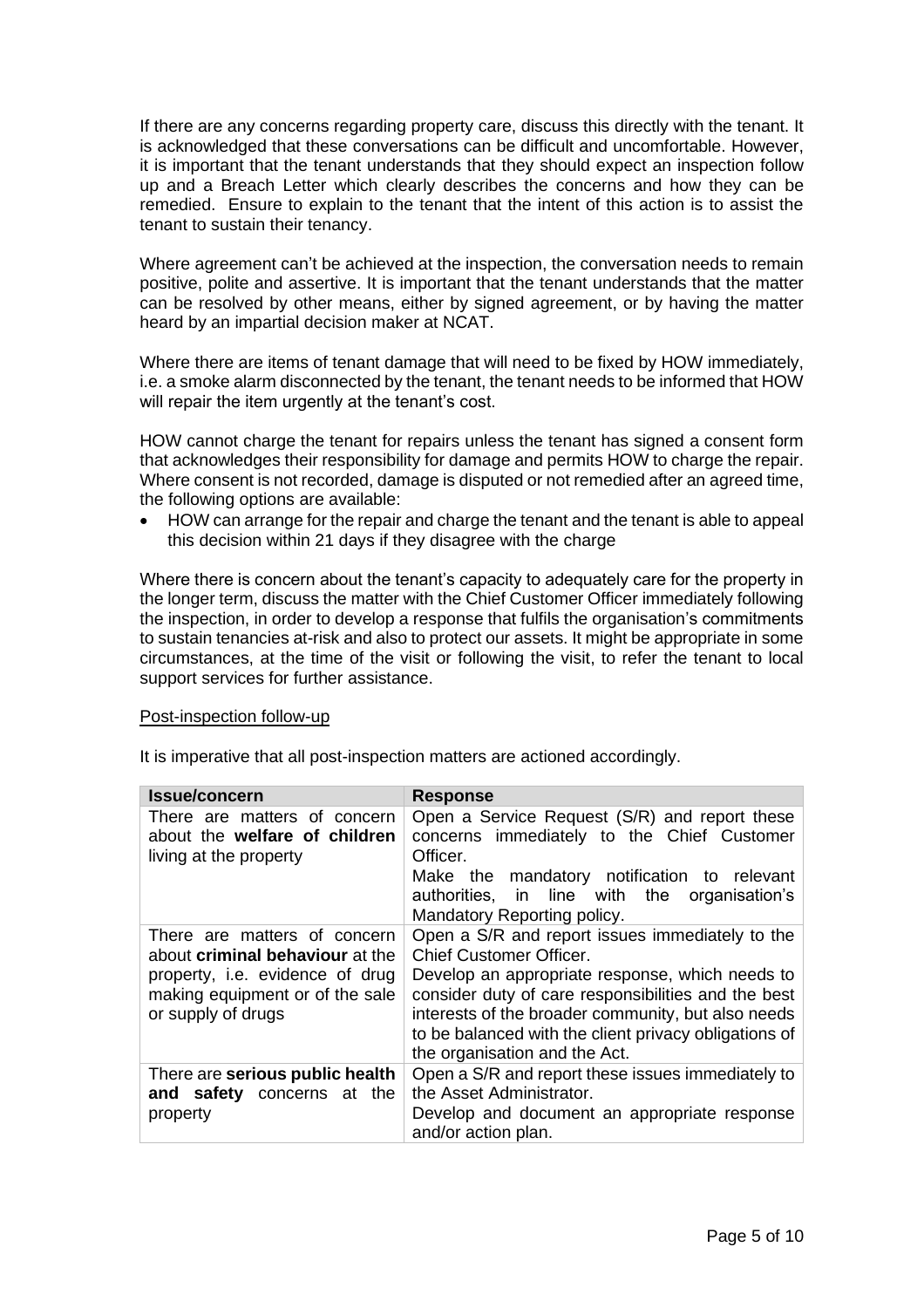If there are any concerns regarding property care, discuss this directly with the tenant. It is acknowledged that these conversations can be difficult and uncomfortable. However, it is important that the tenant understands that they should expect an inspection follow up and a Breach Letter which clearly describes the concerns and how they can be remedied. Ensure to explain to the tenant that the intent of this action is to assist the tenant to sustain their tenancy.

Where agreement can't be achieved at the inspection, the conversation needs to remain positive, polite and assertive. It is important that the tenant understands that the matter can be resolved by other means, either by signed agreement, or by having the matter heard by an impartial decision maker at NCAT.

Where there are items of tenant damage that will need to be fixed by HOW immediately, i.e. a smoke alarm disconnected by the tenant, the tenant needs to be informed that HOW will repair the item urgently at the tenant's cost.

HOW cannot charge the tenant for repairs unless the tenant has signed a consent form that acknowledges their responsibility for damage and permits HOW to charge the repair. Where consent is not recorded, damage is disputed or not remedied after an agreed time, the following options are available:

- HOW can arrange for the repair and charge the tenant and the tenant is able to appeal this decision within 21 days if they disagree with the charge

Where there is concern about the tenant's capacity to adequately care for the property in the longer term, discuss the matter with the Chief Customer Officer immediately following the inspection, in order to develop a response that fulfils the organisation's commitments to sustain tenancies at-risk and also to protect our assets. It might be appropriate in some circumstances, at the time of the visit or following the visit, to refer the tenant to local support services for further assistance.

<u>Post-inspection follow-up</u>

It is imperative that all post-inspection matters are actioned accordingly.

| Issue/concern | Response |
| --- | --- |
| There are matters of concern about the **welfare of children** living at the property | Open a Service Request (S/R) and report these concerns immediately to the Chief Customer Officer.<br>Make the mandatory notification to relevant authorities, in line with the organisation's Mandatory Reporting policy. |
| There are matters of concern about **criminal behaviour** at the property, i.e. evidence of drug making equipment or of the sale or supply of drugs | Open a S/R and report issues immediately to the Chief Customer Officer.<br>Develop an appropriate response, which needs to consider duty of care responsibilities and the best interests of the broader community, but also needs to be balanced with the client privacy obligations of the organisation and the Act. |
| There are **serious public health and safety** concerns at the property | Open a S/R and report these issues immediately to the Asset Administrator.<br>Develop and document an appropriate response and/or action plan. |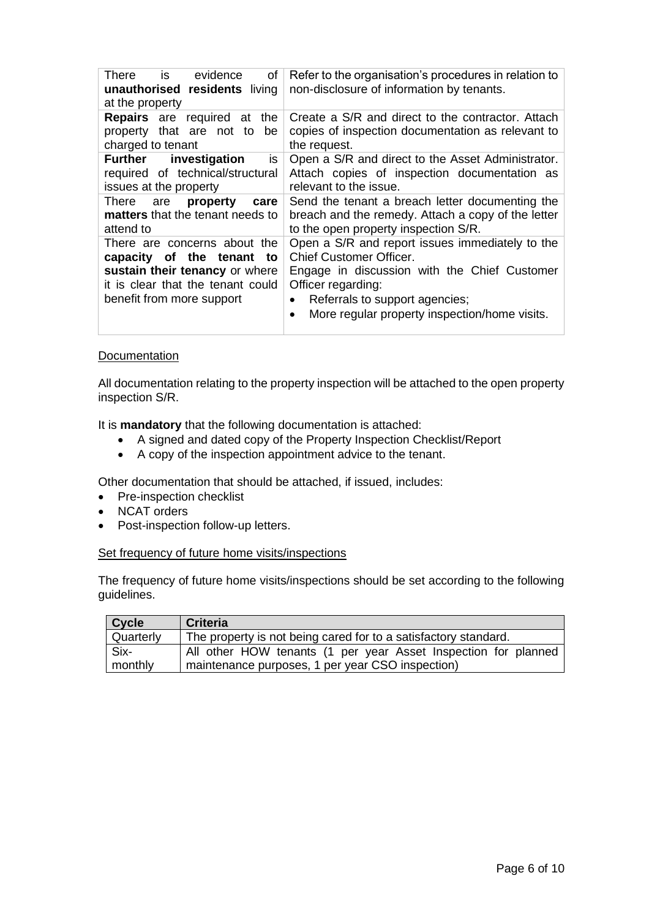| | |
|---|---|
| There is evidence of **unauthorised residents** living at the property | Refer to the organisation's procedures in relation to non-disclosure of information by tenants. |
| **Repairs** are required at the property that are not to be charged to tenant | Create a S/R and direct to the contractor. Attach copies of inspection documentation as relevant to the request. |
| **Further investigation** is required of technical/structural issues at the property | Open a S/R and direct to the Asset Administrator. Attach copies of inspection documentation as relevant to the issue. |
| There are **property care matters** that the tenant needs to attend to | Send the tenant a breach letter documenting the breach and the remedy. Attach a copy of the letter to the open property inspection S/R. |
| There are concerns about the **capacity of the tenant to sustain their tenancy** or where it is clear that the tenant could benefit from more support | Open a S/R and report issues immediately to the Chief Customer Officer.<br>Engage in discussion with the Chief Customer Officer regarding:<br>• Referrals to support agencies;<br>• More regular property inspection/home visits. |

Documentation

All documentation relating to the property inspection will be attached to the open property inspection S/R.

It is **mandatory** that the following documentation is attached:

- A signed and dated copy of the Property Inspection Checklist/Report
- A copy of the inspection appointment advice to the tenant.

Other documentation that should be attached, if issued, includes:

- Pre-inspection checklist
- NCAT orders
- Post-inspection follow-up letters.

Set frequency of future home visits/inspections

The frequency of future home visits/inspections should be set according to the following guidelines.

| Cycle | Criteria |
|---|---|
| Quarterly | The property is not being cared for to a satisfactory standard. |
| Six-monthly | All other HOW tenants (1 per year Asset Inspection for planned maintenance purposes, 1 per year CSO inspection) |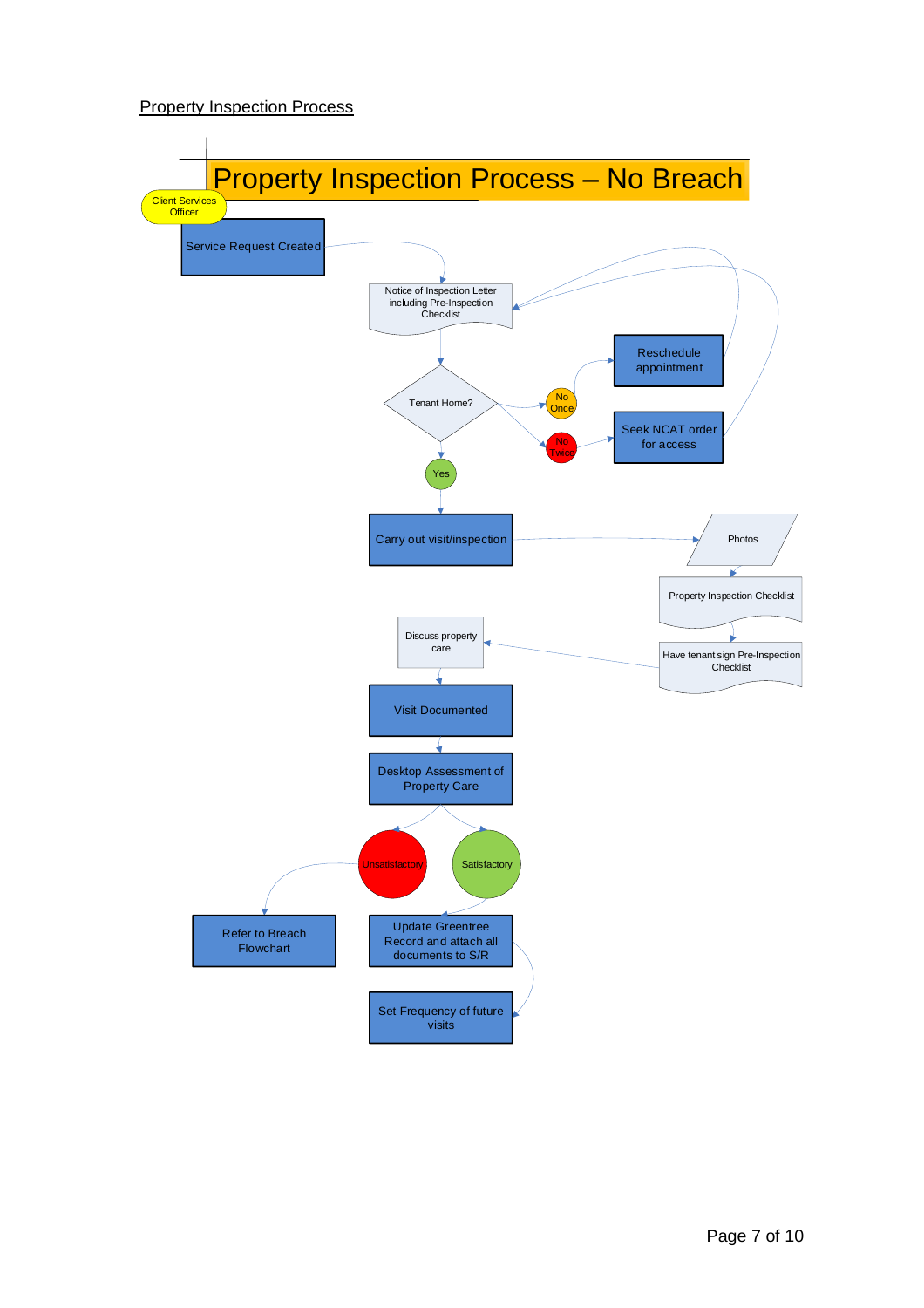Property Inspection Process

# Property Inspection Process – No Breach

Client Services Officer

Service Request Created

Notice of Inspection Letter including Pre-Inspection Checklist

Tenant Home?

No Once

Reschedule appointment

No Twice

Seek NCAT order for access

Yes

Carry out visit/inspection

Photos

Property Inspection Checklist

Have tenant sign Pre-Inspection Checklist

Discuss property care

Visit Documented

Desktop Assessment of Property Care

Unsatisfactory

Satisfactory

Refer to Breach Flowchart

Update Greentree Record and attach all documents to S/R

Set Frequency of future visits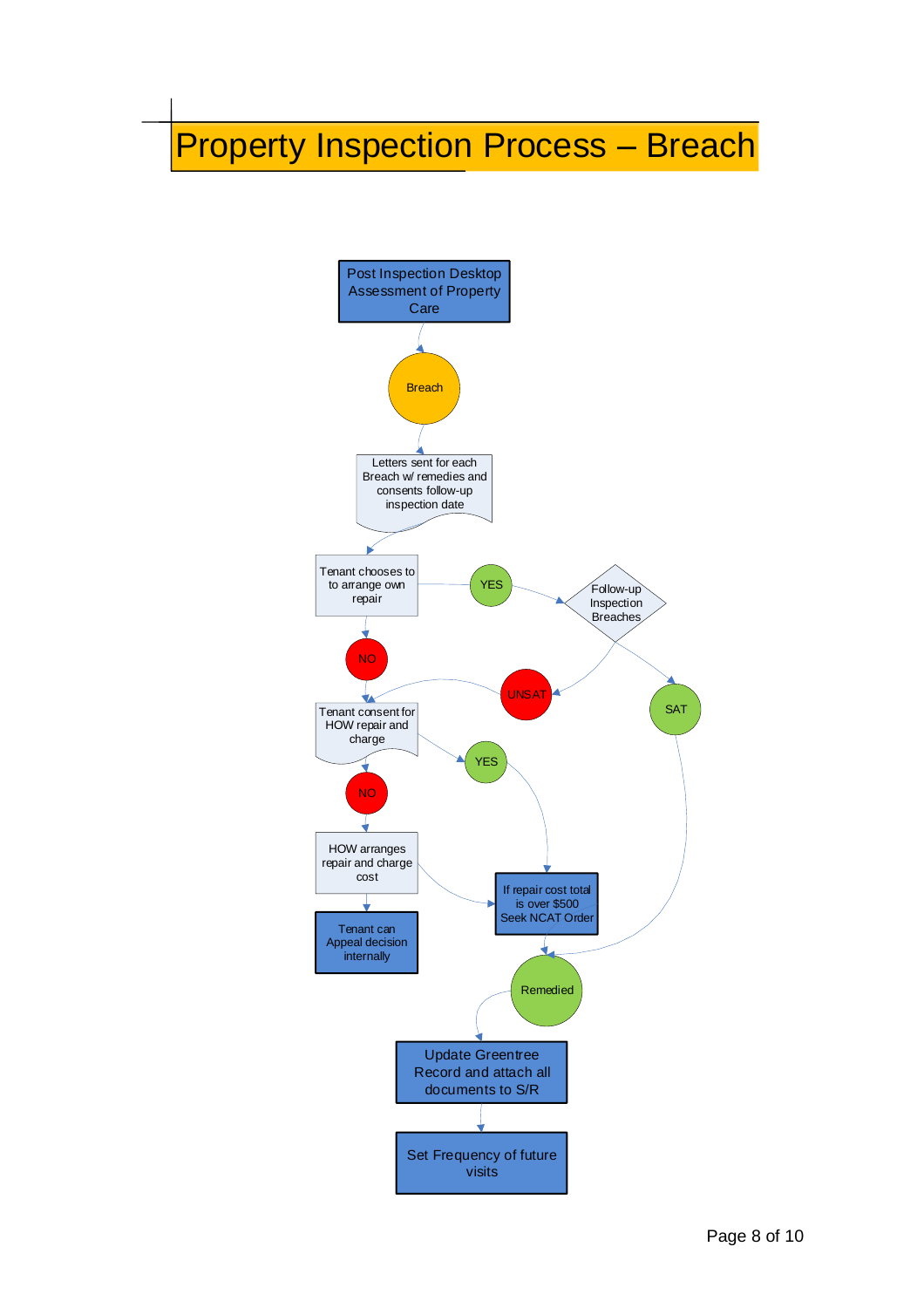# Property Inspection Process – Breach

Post Inspection Desktop Assessment of Property Care

Breach

Letters sent for each Breach w/ remedies and consents follow-up inspection date

Tenant chooses to to arrange own repair

YES

Follow-up Inspection Breaches

NO

UNSAT

SAT

Tenant consent for HOW repair and charge

YES

NO

HOW arranges repair and charge cost

If repair cost total is over $500 Seek NCAT Order

Tenant can Appeal decision internally

Remedied

Update Greentree Record and attach all documents to S/R

Set Frequency of future visits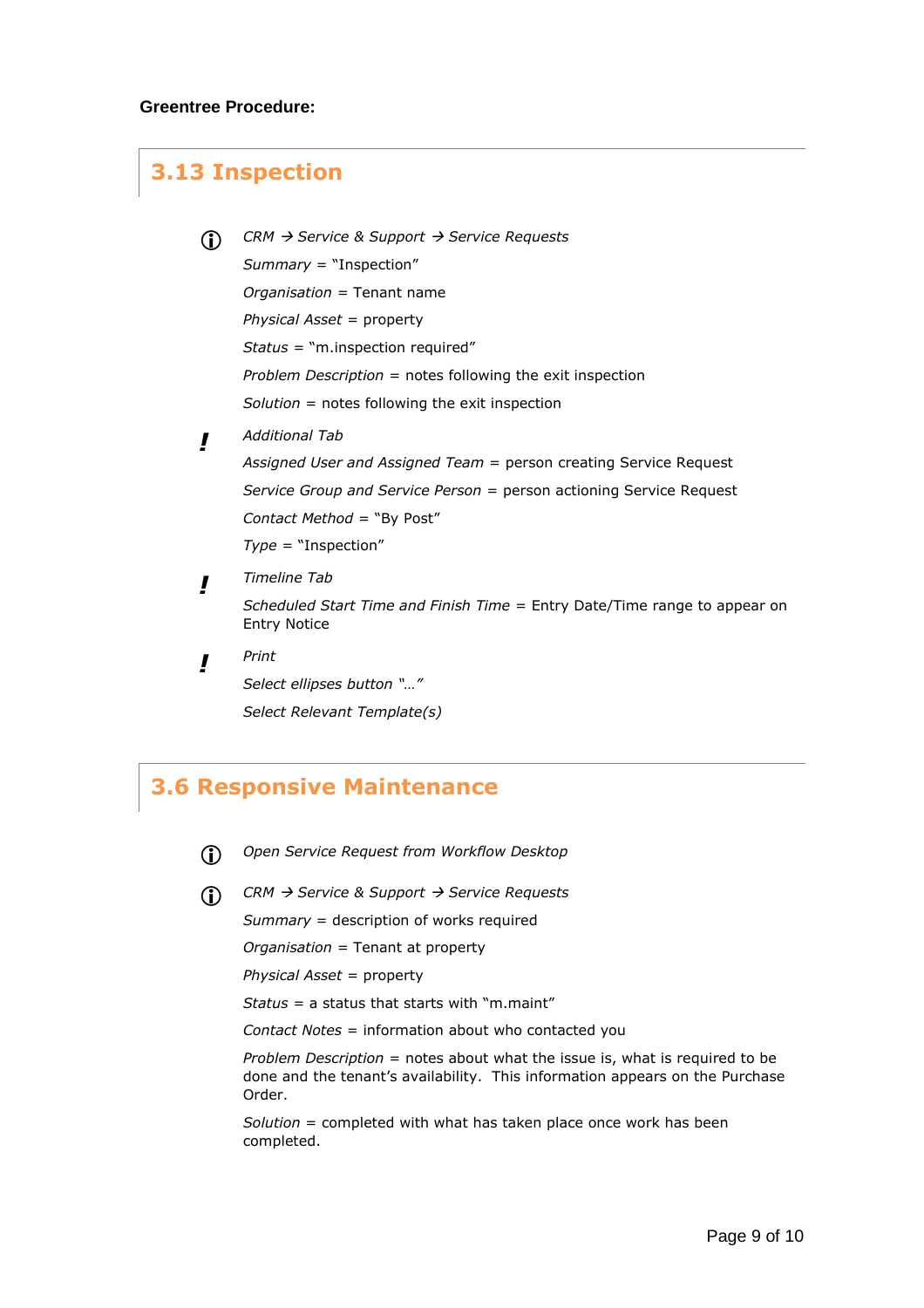**Greentree Procedure:**

## 3.13 Inspection

ⓘ *CRM → Service & Support → Service Requests*

*Summary* = "Inspection"

*Organisation* = Tenant name

*Physical Asset* = property

*Status* = "m.inspection required"

*Problem Description* = notes following the exit inspection

*Solution* = notes following the exit inspection

**!** *Additional Tab*

*Assigned User and Assigned Team* = person creating Service Request

*Service Group and Service Person* = person actioning Service Request

*Contact Method* = "By Post"

*Type* = "Inspection"

**!** *Timeline Tab*

*Scheduled Start Time and Finish Time* = Entry Date/Time range to appear on Entry Notice

**!** *Print*

*Select ellipses button "…"*

*Select Relevant Template(s)*

## 3.6 Responsive Maintenance

ⓘ *Open Service Request from Workflow Desktop*

ⓘ *CRM → Service & Support → Service Requests*

*Summary* = description of works required

*Organisation* = Tenant at property

*Physical Asset* = property

*Status* = a status that starts with "m.maint"

*Contact Notes* = information about who contacted you

*Problem Description* = notes about what the issue is, what is required to be done and the tenant's availability. This information appears on the Purchase Order.

*Solution* = completed with what has taken place once work has been completed.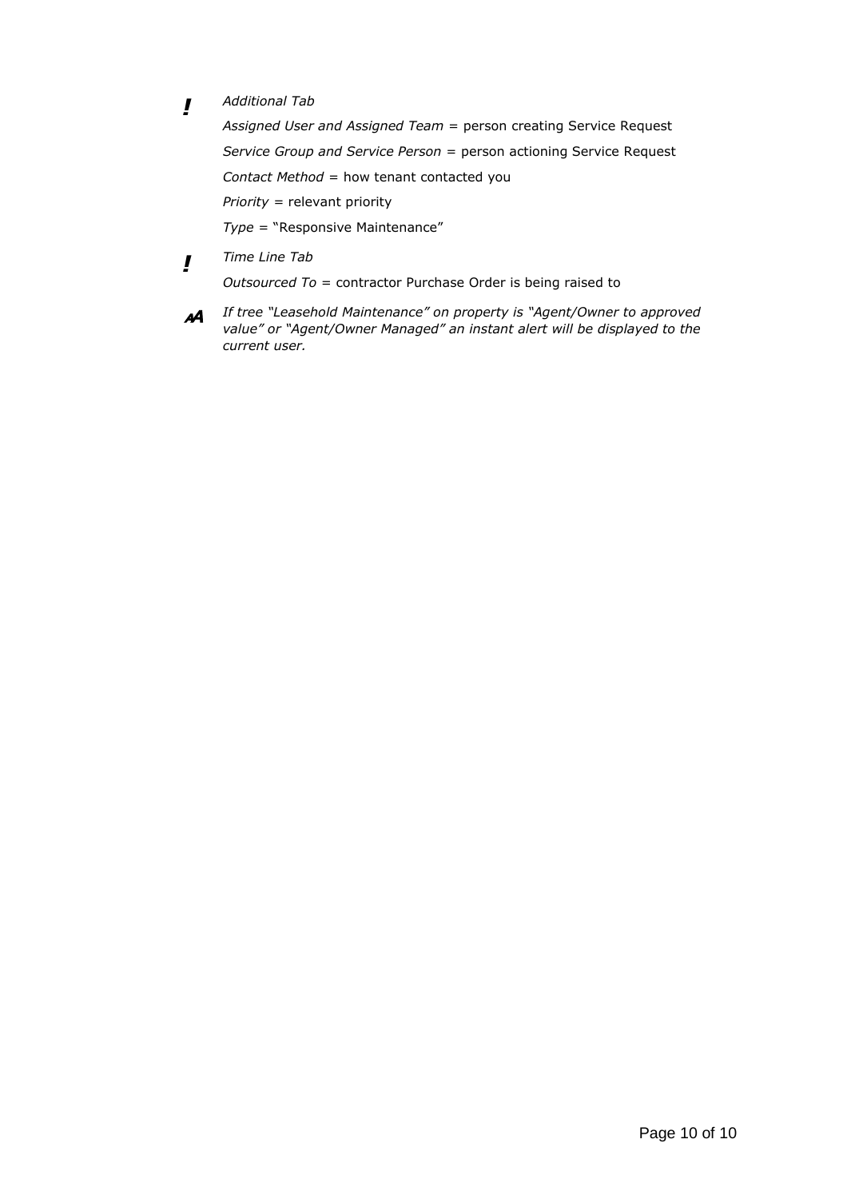! *Additional Tab*

*Assigned User and Assigned Team* = person creating Service Request

*Service Group and Service Person* = person actioning Service Request

*Contact Method* = how tenant contacted you

*Priority* = relevant priority

*Type* = "Responsive Maintenance"

! *Time Line Tab*

*Outsourced To* = contractor Purchase Order is being raised to

*If tree "Leasehold Maintenance" on property is "Agent/Owner to approved value" or "Agent/Owner Managed" an instant alert will be displayed to the current user.*